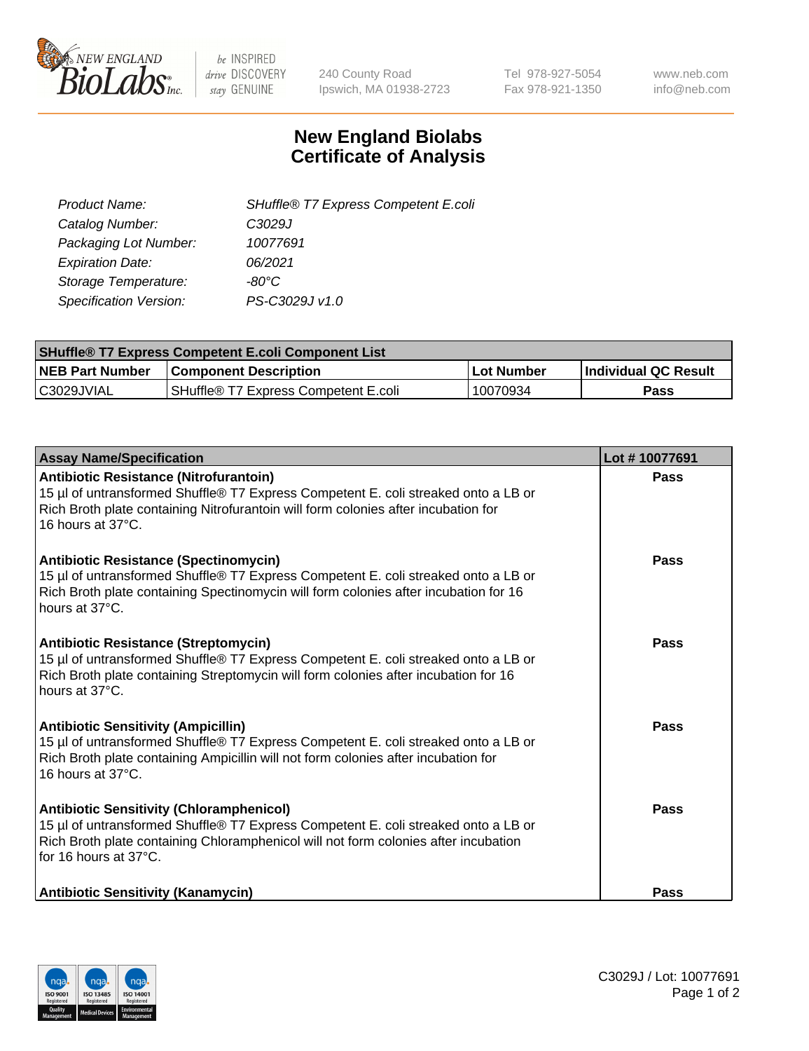# New England Biolabs
# Certificate of Analysis

| | |
|---|---|
| *Product Name:* | *SHuffle® T7 Express Competent E.coli* |
| *Catalog Number:* | *C3029J* |
| *Packaging Lot Number:* | *10077691* |
| *Expiration Date:* | *06/2021* |
| *Storage Temperature:* | *-80°C* |
| *Specification Version:* | *PS-C3029J v1.0* |

| SHuffle® T7 Express Competent E.coli Component List | | | |
|---|---|---|---|
| **NEB Part Number** | **Component Description** | **Lot Number** | **Individual QC Result** |
| C3029JVIAL | SHuffle® T7 Express Competent E.coli | 10070934 | **Pass** |

| Assay Name/Specification | Lot # 10077691 |
|---|---|
| **Antibiotic Resistance (Nitrofurantoin)** 15 µl of untransformed Shuffle® T7 Express Competent E. coli streaked onto a LB or Rich Broth plate containing Nitrofurantoin will form colonies after incubation for 16 hours at 37°C. | **Pass** |
| **Antibiotic Resistance (Spectinomycin)** 15 µl of untransformed Shuffle® T7 Express Competent E. coli streaked onto a LB or Rich Broth plate containing Spectinomycin will form colonies after incubation for 16 hours at 37°C. | **Pass** |
| **Antibiotic Resistance (Streptomycin)** 15 µl of untransformed Shuffle® T7 Express Competent E. coli streaked onto a LB or Rich Broth plate containing Streptomycin will form colonies after incubation for 16 hours at 37°C. | **Pass** |
| **Antibiotic Sensitivity (Ampicillin)** 15 µl of untransformed Shuffle® T7 Express Competent E. coli streaked onto a LB or Rich Broth plate containing Ampicillin will not form colonies after incubation for 16 hours at 37°C. | **Pass** |
| **Antibiotic Sensitivity (Chloramphenicol)** 15 µl of untransformed Shuffle® T7 Express Competent E. coli streaked onto a LB or Rich Broth plate containing Chloramphenicol will not form colonies after incubation for 16 hours at 37°C. | **Pass** |
| **Antibiotic Sensitivity (Kanamycin)** | **Pass** |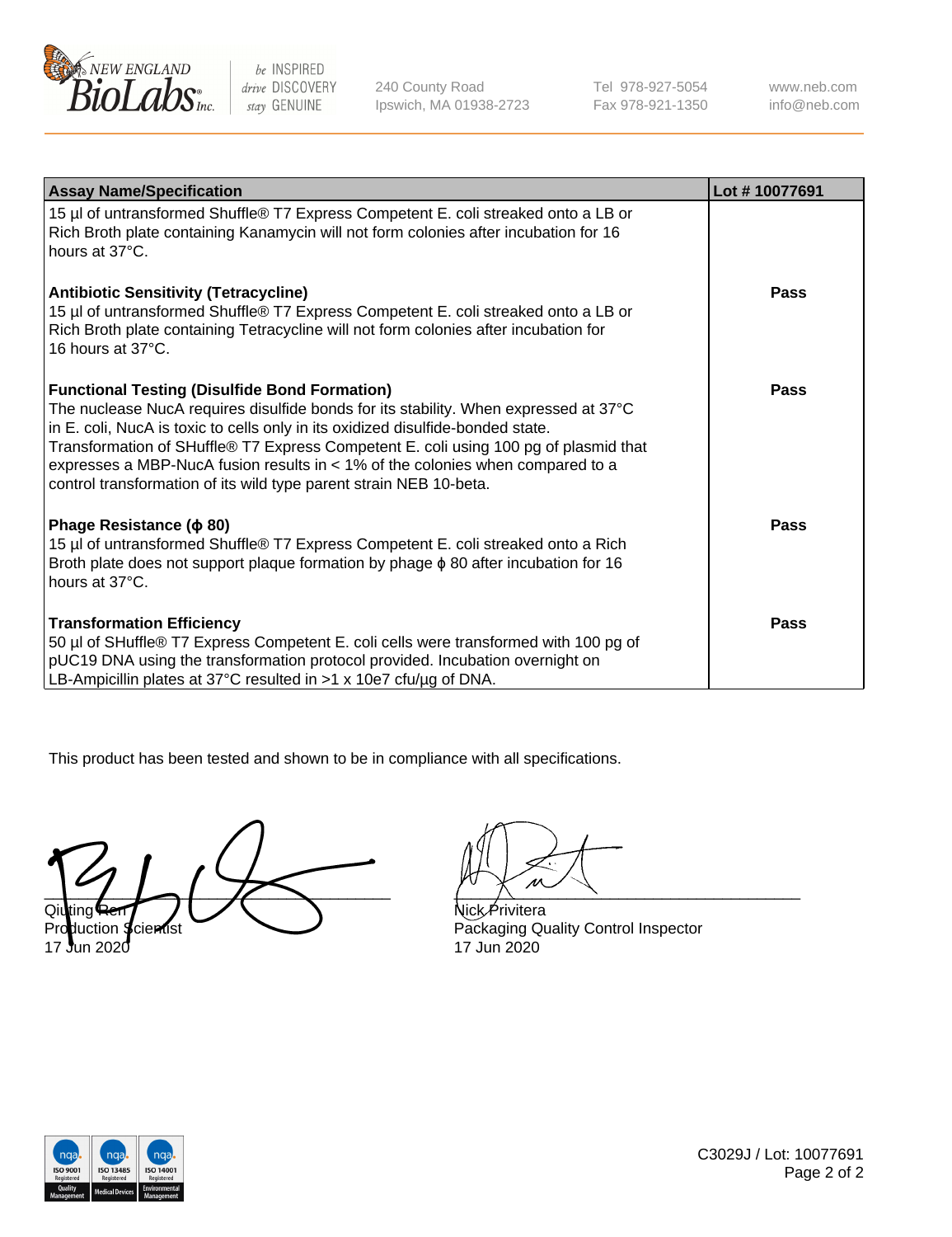| Assay Name/Specification | Lot # 10077691 |
|---|---|
| 15 µl of untransformed Shuffle® T7 Express Competent E. coli streaked onto a LB or Rich Broth plate containing Kanamycin will not form colonies after incubation for 16 hours at 37°C. | |
| **Antibiotic Sensitivity (Tetracycline)**<br>15 µl of untransformed Shuffle® T7 Express Competent E. coli streaked onto a LB or Rich Broth plate containing Tetracycline will not form colonies after incubation for 16 hours at 37°C. | **Pass** |
| **Functional Testing (Disulfide Bond Formation)**<br>The nuclease NucA requires disulfide bonds for its stability. When expressed at 37°C in E. coli, NucA is toxic to cells only in its oxidized disulfide-bonded state. Transformation of SHuffle® T7 Express Competent E. coli using 100 pg of plasmid that expresses a MBP-NucA fusion results in < 1% of the colonies when compared to a control transformation of its wild type parent strain NEB 10-beta. | **Pass** |
| **Phage Resistance (ϕ 80)**<br>15 µl of untransformed Shuffle® T7 Express Competent E. coli streaked onto a Rich Broth plate does not support plaque formation by phage ϕ 80 after incubation for 16 hours at 37°C. | **Pass** |
| **Transformation Efficiency**<br>50 µl of SHuffle® T7 Express Competent E. coli cells were transformed with 100 pg of pUC19 DNA using the transformation protocol provided. Incubation overnight on LB-Ampicillin plates at 37°C resulted in >1 x 10e7 cfu/µg of DNA. | **Pass** |

This product has been tested and shown to be in compliance with all specifications.

Qiuting Ren
Production Scientist
17 Jun 2020

Nick Privitera
Packaging Quality Control Inspector
17 Jun 2020

C3029J / Lot: 10077691